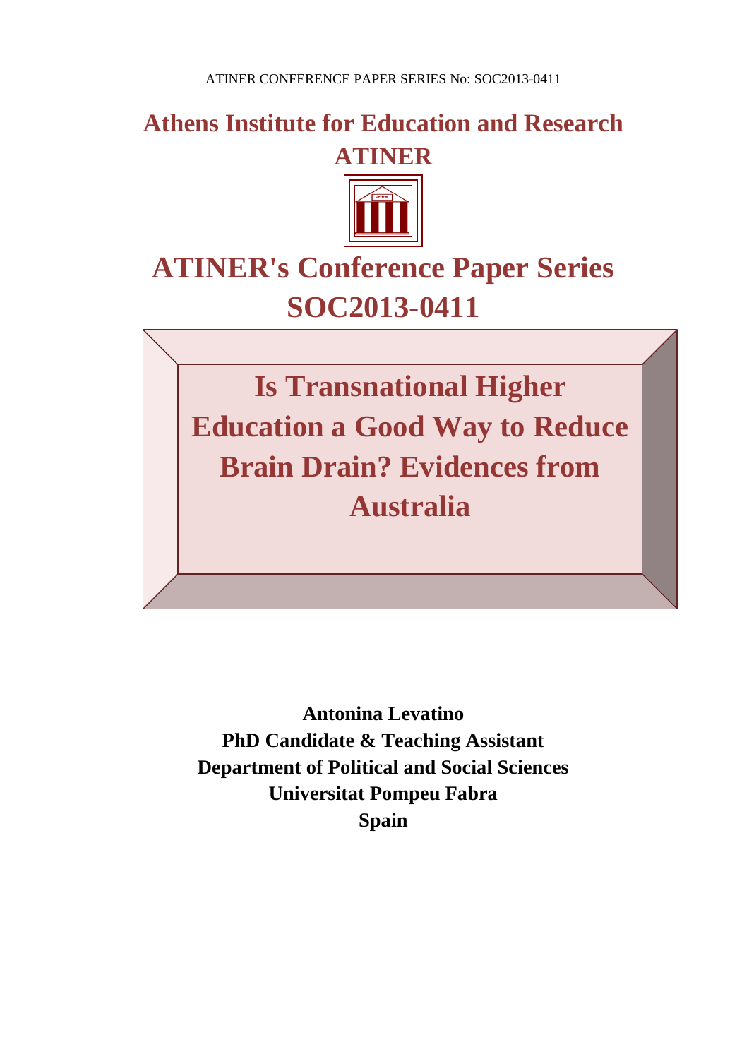**Athens Institute for Education and Research**
**ATINER**

# ATINER's Conference Paper Series SOC2013-0411

# Is Transnational Higher Education a Good Way to Reduce Brain Drain? Evidences from Australia

**Antonina Levatino**
**PhD Candidate & Teaching Assistant**
**Department of Political and Social Sciences**
**Universitat Pompeu Fabra**
**Spain**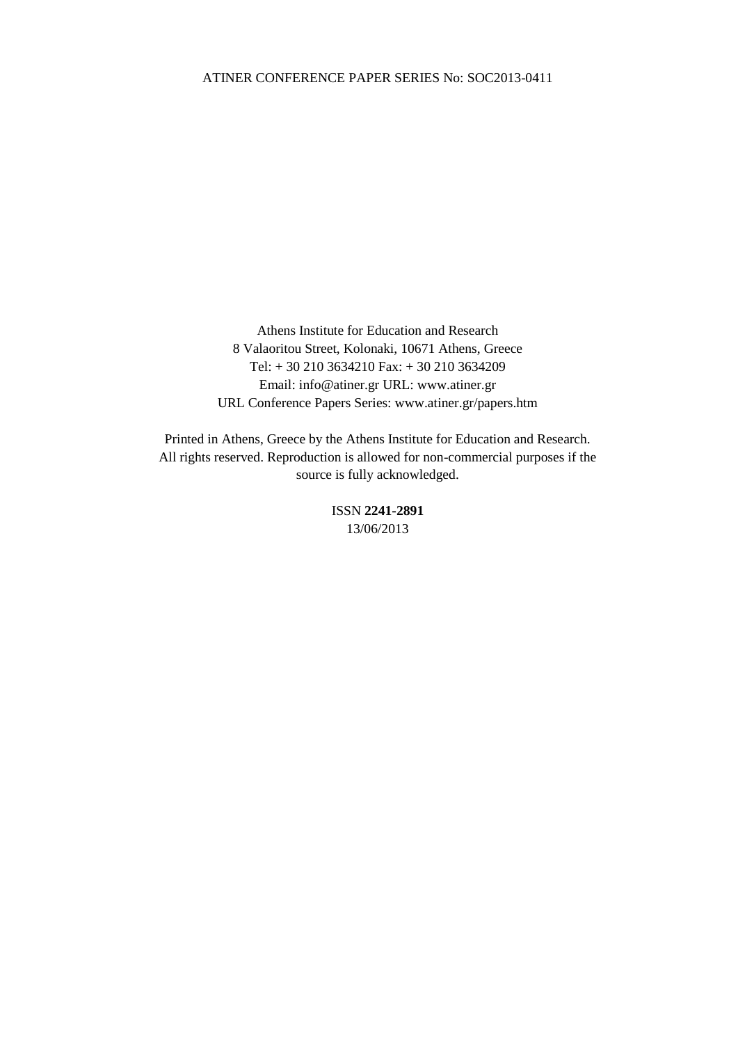Athens Institute for Education and Research
8 Valaoritou Street, Kolonaki, 10671 Athens, Greece
Tel: + 30 210 3634210 Fax: + 30 210 3634209
Email: info@atiner.gr URL: www.atiner.gr
URL Conference Papers Series: www.atiner.gr/papers.htm

Printed in Athens, Greece by the Athens Institute for Education and Research.
All rights reserved. Reproduction is allowed for non-commercial purposes if the source is fully acknowledged.

ISSN **2241-2891**
13/06/2013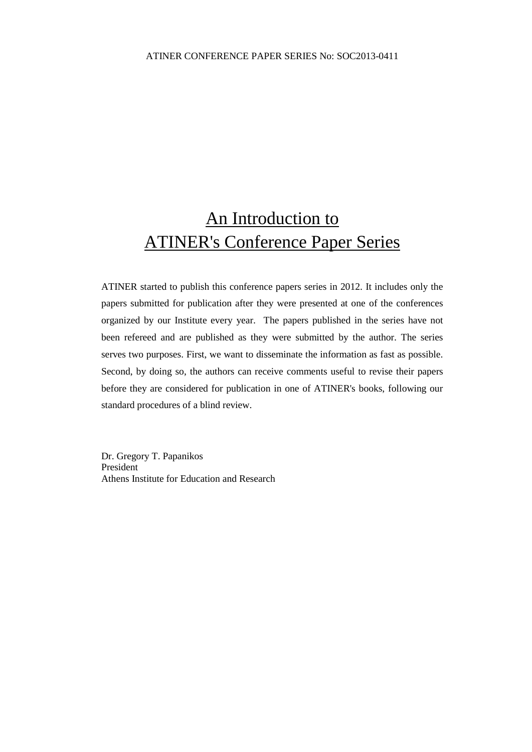# An Introduction to ATINER's Conference Paper Series

ATINER started to publish this conference papers series in 2012. It includes only the papers submitted for publication after they were presented at one of the conferences organized by our Institute every year. The papers published in the series have not been refereed and are published as they were submitted by the author. The series serves two purposes. First, we want to disseminate the information as fast as possible. Second, by doing so, the authors can receive comments useful to revise their papers before they are considered for publication in one of ATINER's books, following our standard procedures of a blind review.

Dr. Gregory T. Papanikos
President
Athens Institute for Education and Research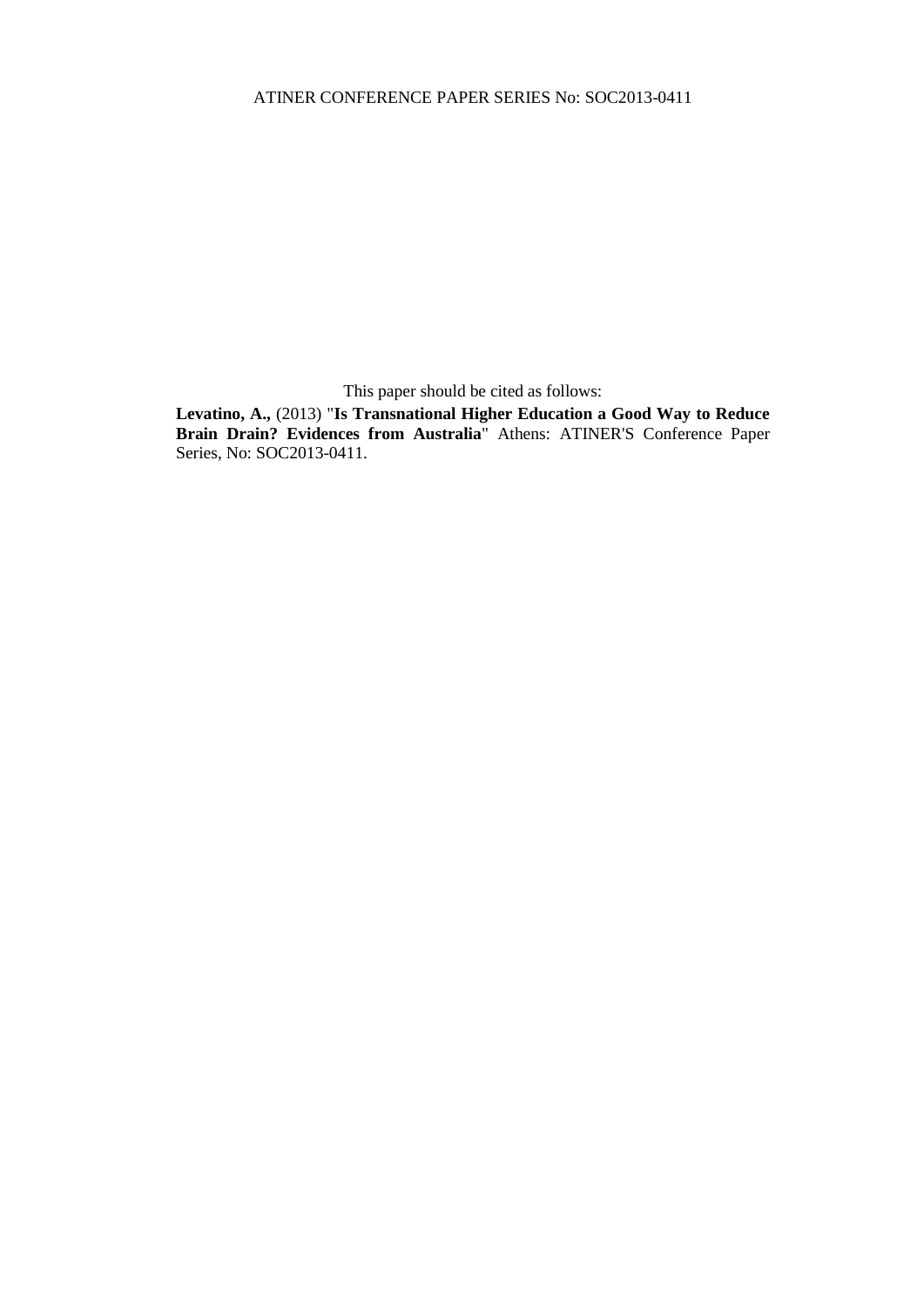This paper should be cited as follows:

**Levatino, A.,** (2013) "**Is Transnational Higher Education a Good Way to Reduce Brain Drain? Evidences from Australia**" Athens: ATINER'S Conference Paper Series, No: SOC2013-0411.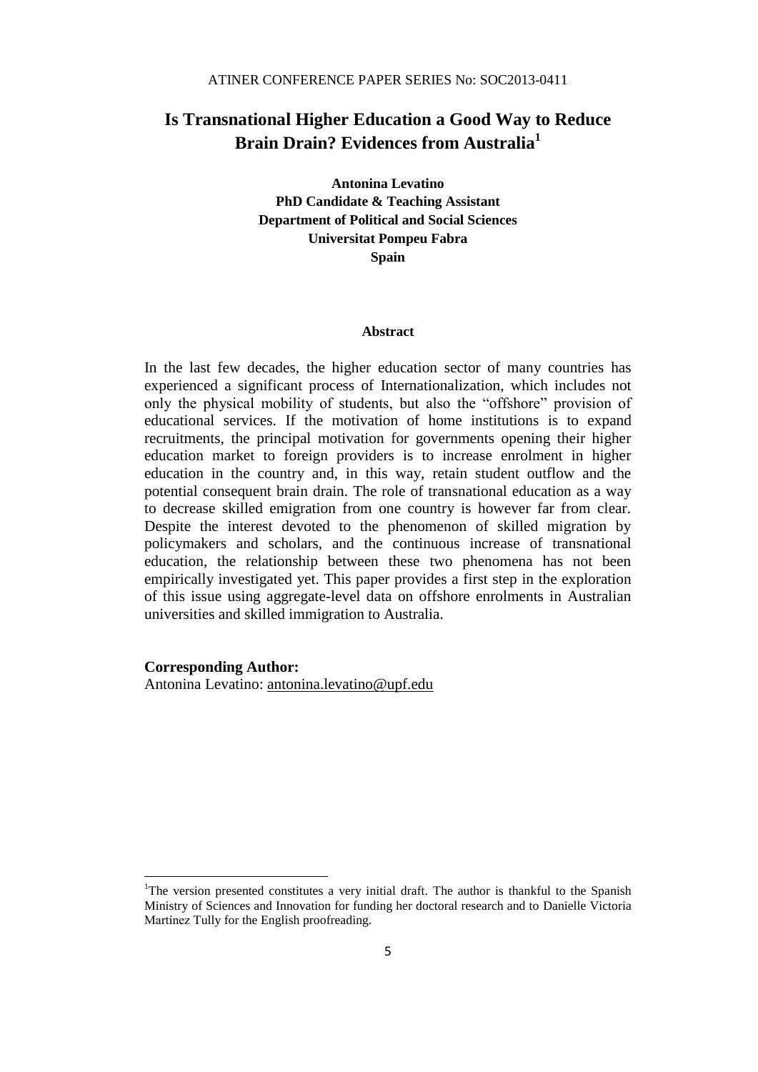# Is Transnational Higher Education a Good Way to Reduce Brain Drain? Evidences from Australia[1]

**Antonina Levatino**
**PhD Candidate & Teaching Assistant**
**Department of Political and Social Sciences**
**Universitat Pompeu Fabra**
**Spain**

**Abstract**

In the last few decades, the higher education sector of many countries has experienced a significant process of Internationalization, which includes not only the physical mobility of students, but also the "offshore" provision of educational services. If the motivation of home institutions is to expand recruitments, the principal motivation for governments opening their higher education market to foreign providers is to increase enrolment in higher education in the country and, in this way, retain student outflow and the potential consequent brain drain. The role of transnational education as a way to decrease skilled emigration from one country is however far from clear. Despite the interest devoted to the phenomenon of skilled migration by policymakers and scholars, and the continuous increase of transnational education, the relationship between these two phenomena has not been empirically investigated yet. This paper provides a first step in the exploration of this issue using aggregate-level data on offshore enrolments in Australian universities and skilled immigration to Australia.

**Corresponding Author:**
Antonina Levatino: antonina.levatino@upf.edu

---

[1]The version presented constitutes a very initial draft. The author is thankful to the Spanish Ministry of Sciences and Innovation for funding her doctoral research and to Danielle Victoria Martínez Tully for the English proofreading.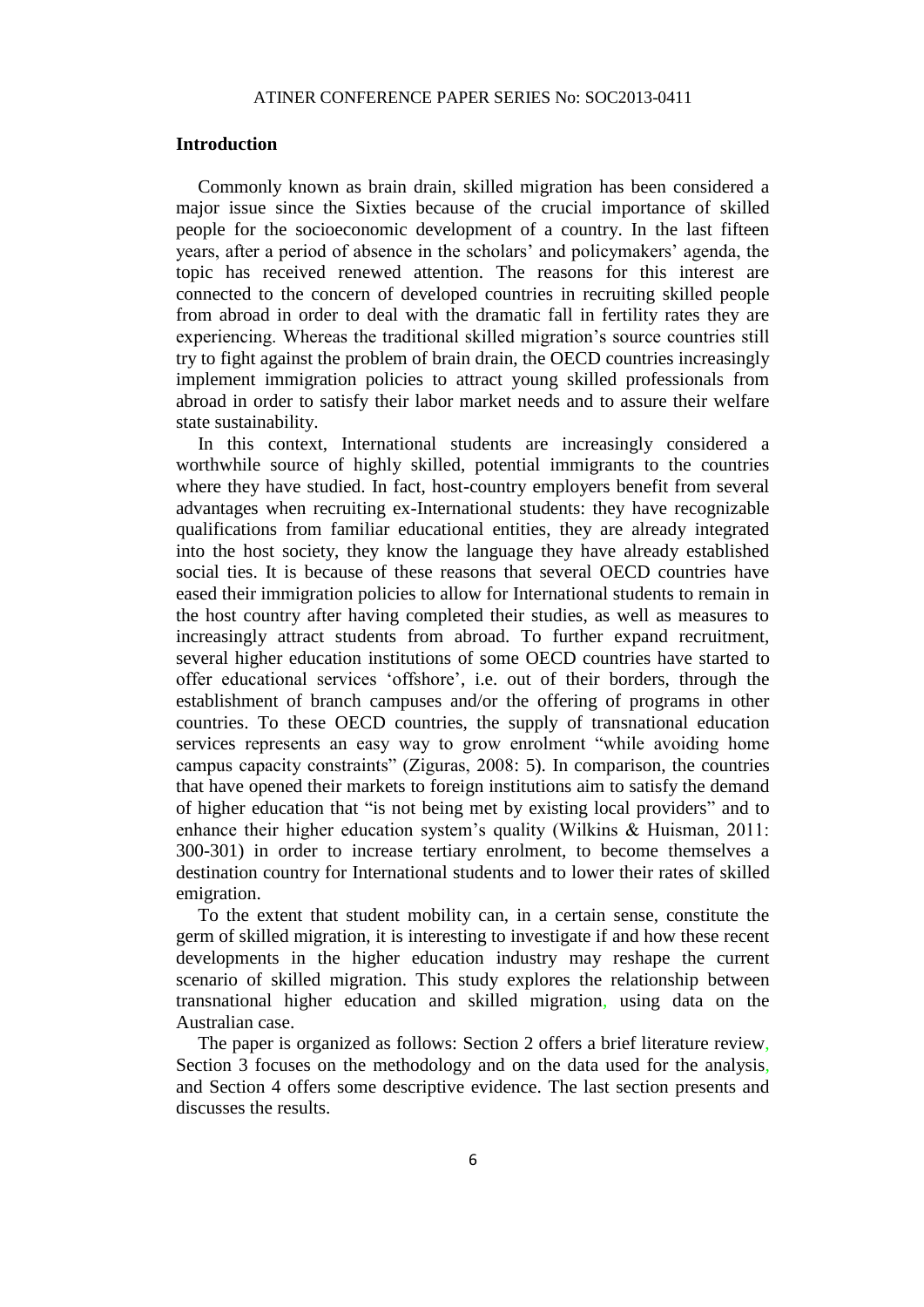## Introduction

Commonly known as brain drain, skilled migration has been considered a major issue since the Sixties because of the crucial importance of skilled people for the socioeconomic development of a country. In the last fifteen years, after a period of absence in the scholars' and policymakers' agenda, the topic has received renewed attention. The reasons for this interest are connected to the concern of developed countries in recruiting skilled people from abroad in order to deal with the dramatic fall in fertility rates they are experiencing. Whereas the traditional skilled migration's source countries still try to fight against the problem of brain drain, the OECD countries increasingly implement immigration policies to attract young skilled professionals from abroad in order to satisfy their labor market needs and to assure their welfare state sustainability.

In this context, International students are increasingly considered a worthwhile source of highly skilled, potential immigrants to the countries where they have studied. In fact, host-country employers benefit from several advantages when recruiting ex-International students: they have recognizable qualifications from familiar educational entities, they are already integrated into the host society, they know the language they have already established social ties. It is because of these reasons that several OECD countries have eased their immigration policies to allow for International students to remain in the host country after having completed their studies, as well as measures to increasingly attract students from abroad. To further expand recruitment, several higher education institutions of some OECD countries have started to offer educational services 'offshore', i.e. out of their borders, through the establishment of branch campuses and/or the offering of programs in other countries. To these OECD countries, the supply of transnational education services represents an easy way to grow enrolment "while avoiding home campus capacity constraints" (Ziguras, 2008: 5). In comparison, the countries that have opened their markets to foreign institutions aim to satisfy the demand of higher education that "is not being met by existing local providers" and to enhance their higher education system's quality (Wilkins & Huisman, 2011: 300-301) in order to increase tertiary enrolment, to become themselves a destination country for International students and to lower their rates of skilled emigration.

To the extent that student mobility can, in a certain sense, constitute the germ of skilled migration, it is interesting to investigate if and how these recent developments in the higher education industry may reshape the current scenario of skilled migration. This study explores the relationship between transnational higher education and skilled migration, using data on the Australian case.

The paper is organized as follows: Section 2 offers a brief literature review, Section 3 focuses on the methodology and on the data used for the analysis, and Section 4 offers some descriptive evidence. The last section presents and discusses the results.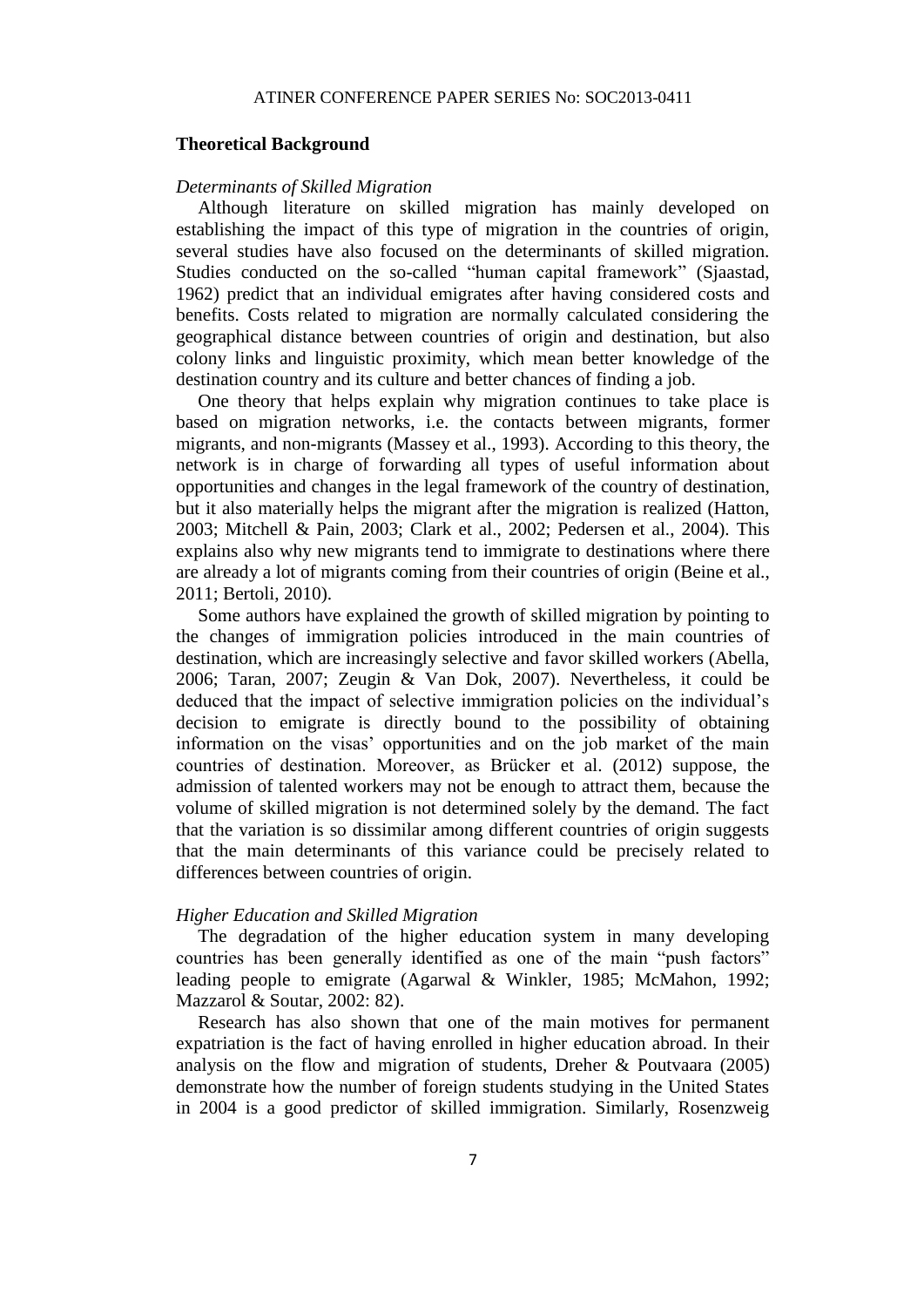## Theoretical Background

### *Determinants of Skilled Migration*

Although literature on skilled migration has mainly developed on establishing the impact of this type of migration in the countries of origin, several studies have also focused on the determinants of skilled migration. Studies conducted on the so-called "human capital framework" (Sjaastad, 1962) predict that an individual emigrates after having considered costs and benefits. Costs related to migration are normally calculated considering the geographical distance between countries of origin and destination, but also colony links and linguistic proximity, which mean better knowledge of the destination country and its culture and better chances of finding a job.

One theory that helps explain why migration continues to take place is based on migration networks, i.e. the contacts between migrants, former migrants, and non-migrants (Massey et al., 1993). According to this theory, the network is in charge of forwarding all types of useful information about opportunities and changes in the legal framework of the country of destination, but it also materially helps the migrant after the migration is realized (Hatton, 2003; Mitchell & Pain, 2003; Clark et al., 2002; Pedersen et al., 2004). This explains also why new migrants tend to immigrate to destinations where there are already a lot of migrants coming from their countries of origin (Beine et al., 2011; Bertoli, 2010).

Some authors have explained the growth of skilled migration by pointing to the changes of immigration policies introduced in the main countries of destination, which are increasingly selective and favor skilled workers (Abella, 2006; Taran, 2007; Zeugin & Van Dok, 2007). Nevertheless, it could be deduced that the impact of selective immigration policies on the individual's decision to emigrate is directly bound to the possibility of obtaining information on the visas' opportunities and on the job market of the main countries of destination. Moreover, as Brücker et al. (2012) suppose, the admission of talented workers may not be enough to attract them, because the volume of skilled migration is not determined solely by the demand. The fact that the variation is so dissimilar among different countries of origin suggests that the main determinants of this variance could be precisely related to differences between countries of origin.

### *Higher Education and Skilled Migration*

The degradation of the higher education system in many developing countries has been generally identified as one of the main "push factors" leading people to emigrate (Agarwal & Winkler, 1985; McMahon, 1992; Mazzarol & Soutar, 2002: 82).

Research has also shown that one of the main motives for permanent expatriation is the fact of having enrolled in higher education abroad. In their analysis on the flow and migration of students, Dreher & Poutvaara (2005) demonstrate how the number of foreign students studying in the United States in 2004 is a good predictor of skilled immigration. Similarly, Rosenzweig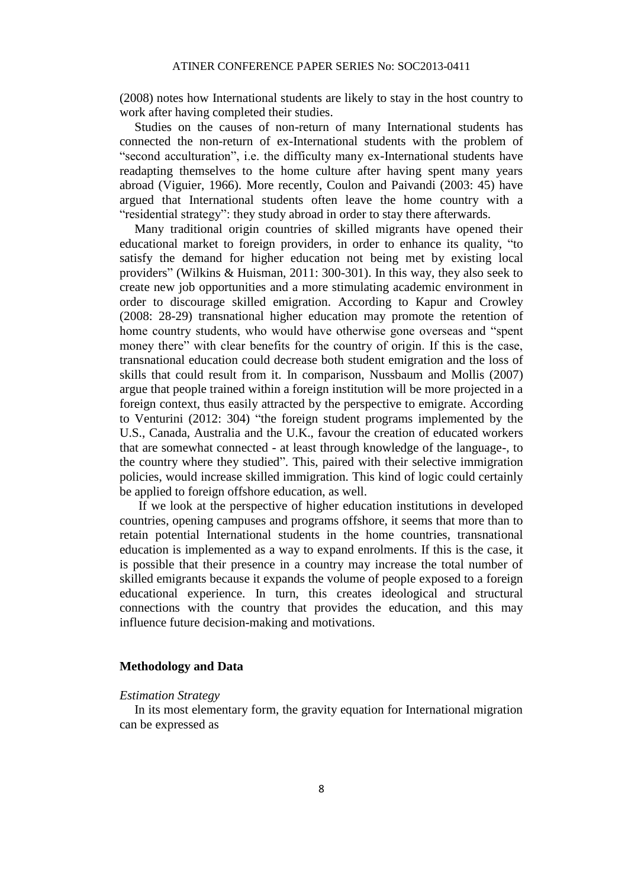(2008) notes how International students are likely to stay in the host country to work after having completed their studies.

Studies on the causes of non-return of many International students has connected the non-return of ex-International students with the problem of "second acculturation", i.e. the difficulty many ex-International students have readapting themselves to the home culture after having spent many years abroad (Viguier, 1966). More recently, Coulon and Paivandi (2003: 45) have argued that International students often leave the home country with a "residential strategy": they study abroad in order to stay there afterwards.

Many traditional origin countries of skilled migrants have opened their educational market to foreign providers, in order to enhance its quality, "to satisfy the demand for higher education not being met by existing local providers" (Wilkins & Huisman, 2011: 300-301). In this way, they also seek to create new job opportunities and a more stimulating academic environment in order to discourage skilled emigration. According to Kapur and Crowley (2008: 28-29) transnational higher education may promote the retention of home country students, who would have otherwise gone overseas and "spent money there" with clear benefits for the country of origin. If this is the case, transnational education could decrease both student emigration and the loss of skills that could result from it. In comparison, Nussbaum and Mollis (2007) argue that people trained within a foreign institution will be more projected in a foreign context, thus easily attracted by the perspective to emigrate. According to Venturini (2012: 304) "the foreign student programs implemented by the U.S., Canada, Australia and the U.K., favour the creation of educated workers that are somewhat connected - at least through knowledge of the language-, to the country where they studied". This, paired with their selective immigration policies, would increase skilled immigration. This kind of logic could certainly be applied to foreign offshore education, as well.

If we look at the perspective of higher education institutions in developed countries, opening campuses and programs offshore, it seems that more than to retain potential International students in the home countries, transnational education is implemented as a way to expand enrolments. If this is the case, it is possible that their presence in a country may increase the total number of skilled emigrants because it expands the volume of people exposed to a foreign educational experience. In turn, this creates ideological and structural connections with the country that provides the education, and this may influence future decision-making and motivations.

## Methodology and Data

*Estimation Strategy*

In its most elementary form, the gravity equation for International migration can be expressed as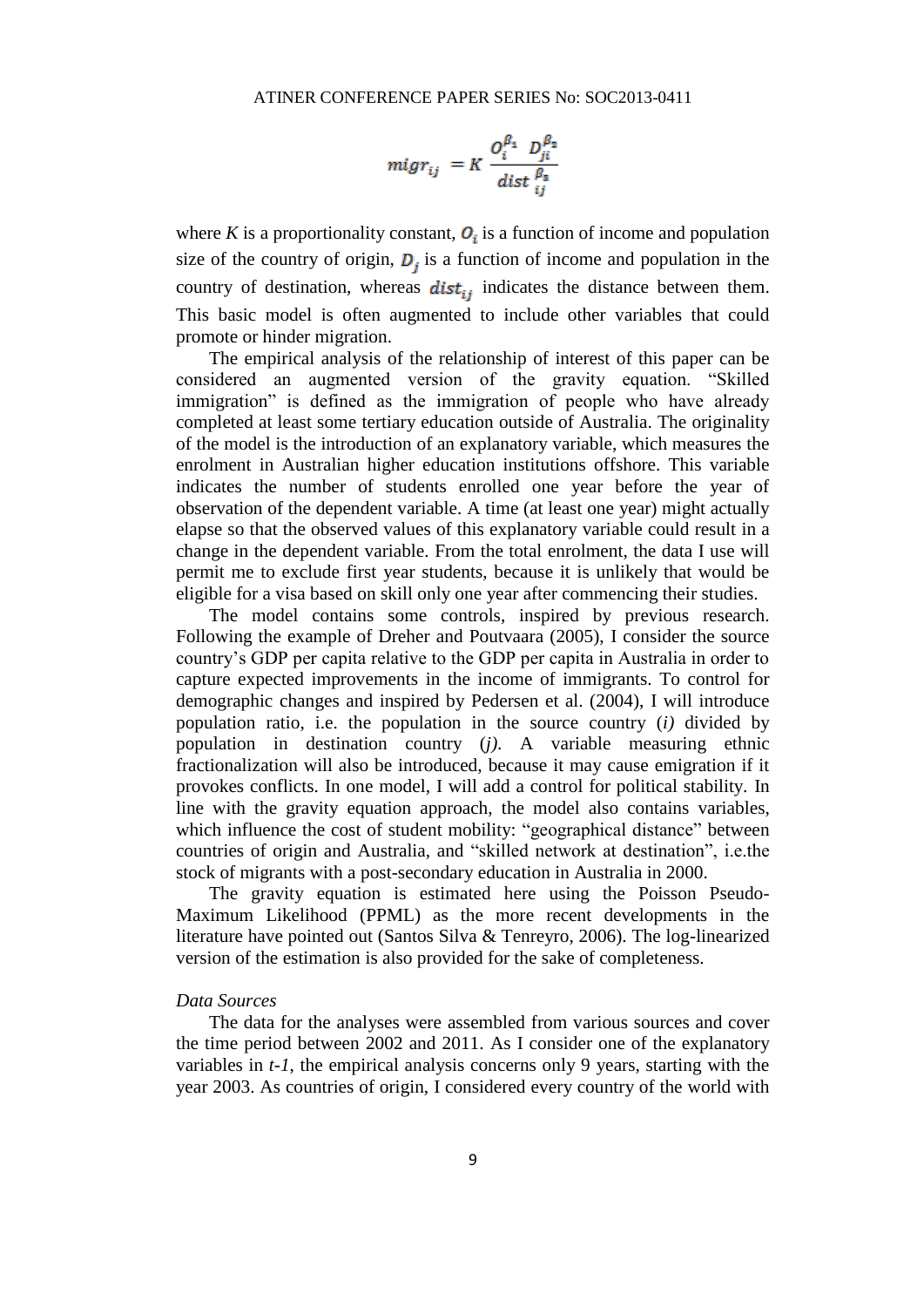$$migr_{ij} = K \frac{O_i^{\beta_1} \; D_{ji}^{\beta_2}}{dist_{ij}^{\;\beta_3}}$$

where $K$ is a proportionality constant, $O_i$ is a function of income and population size of the country of origin, $D_j$ is a function of income and population in the country of destination, whereas $dist_{ij}$ indicates the distance between them. This basic model is often augmented to include other variables that could promote or hinder migration.

The empirical analysis of the relationship of interest of this paper can be considered an augmented version of the gravity equation. "Skilled immigration" is defined as the immigration of people who have already completed at least some tertiary education outside of Australia. The originality of the model is the introduction of an explanatory variable, which measures the enrolment in Australian higher education institutions offshore. This variable indicates the number of students enrolled one year before the year of observation of the dependent variable. A time (at least one year) might actually elapse so that the observed values of this explanatory variable could result in a change in the dependent variable. From the total enrolment, the data I use will permit me to exclude first year students, because it is unlikely that would be eligible for a visa based on skill only one year after commencing their studies.

The model contains some controls, inspired by previous research. Following the example of Dreher and Poutvaara (2005), I consider the source country's GDP per capita relative to the GDP per capita in Australia in order to capture expected improvements in the income of immigrants. To control for demographic changes and inspired by Pedersen et al. (2004), I will introduce population ratio, i.e. the population in the source country (*i)* divided by population in destination country (*j*). A variable measuring ethnic fractionalization will also be introduced, because it may cause emigration if it provokes conflicts. In one model, I will add a control for political stability. In line with the gravity equation approach, the model also contains variables, which influence the cost of student mobility: "geographical distance" between countries of origin and Australia, and "skilled network at destination", i.e.the stock of migrants with a post-secondary education in Australia in 2000.

The gravity equation is estimated here using the Poisson Pseudo-Maximum Likelihood (PPML) as the more recent developments in the literature have pointed out (Santos Silva & Tenreyro, 2006). The log-linearized version of the estimation is also provided for the sake of completeness.

*Data Sources*

The data for the analyses were assembled from various sources and cover the time period between 2002 and 2011. As I consider one of the explanatory variables in *t-1*, the empirical analysis concerns only 9 years, starting with the year 2003. As countries of origin, I considered every country of the world with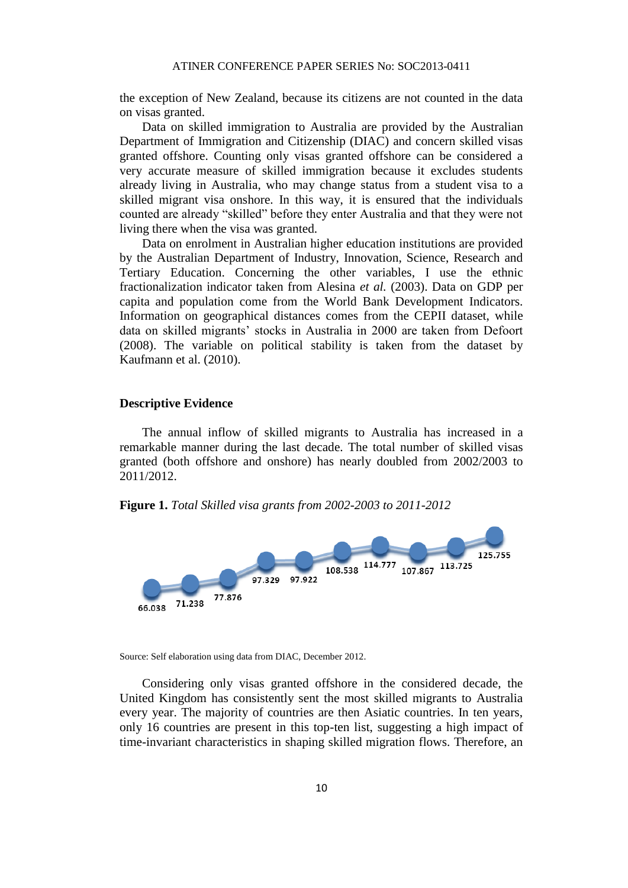the exception of New Zealand, because its citizens are not counted in the data on visas granted.

Data on skilled immigration to Australia are provided by the Australian Department of Immigration and Citizenship (DIAC) and concern skilled visas granted offshore. Counting only visas granted offshore can be considered a very accurate measure of skilled immigration because it excludes students already living in Australia, who may change status from a student visa to a skilled migrant visa onshore. In this way, it is ensured that the individuals counted are already "skilled" before they enter Australia and that they were not living there when the visa was granted.

Data on enrolment in Australian higher education institutions are provided by the Australian Department of Industry, Innovation, Science, Research and Tertiary Education. Concerning the other variables, I use the ethnic fractionalization indicator taken from Alesina *et al.* (2003). Data on GDP per capita and population come from the World Bank Development Indicators. Information on geographical distances comes from the CEPII dataset, while data on skilled migrants' stocks in Australia in 2000 are taken from Defoort (2008). The variable on political stability is taken from the dataset by Kaufmann et al. (2010).

### Descriptive Evidence

The annual inflow of skilled migrants to Australia has increased in a remarkable manner during the last decade. The total number of skilled visas granted (both offshore and onshore) has nearly doubled from 2002/2003 to 2011/2012.

**Figure 1.** *Total Skilled visa grants from 2002-2003 to 2011-2012*

66.038 | 71.238 | 77.876 | 97.329 | 97.922 | 108.538 | 114.777 | 107.867 | 113.725 | 125.755

Source: Self elaboration using data from DIAC, December 2012.

Considering only visas granted offshore in the considered decade, the United Kingdom has consistently sent the most skilled migrants to Australia every year. The majority of countries are then Asiatic countries. In ten years, only 16 countries are present in this top-ten list, suggesting a high impact of time-invariant characteristics in shaping skilled migration flows. Therefore, an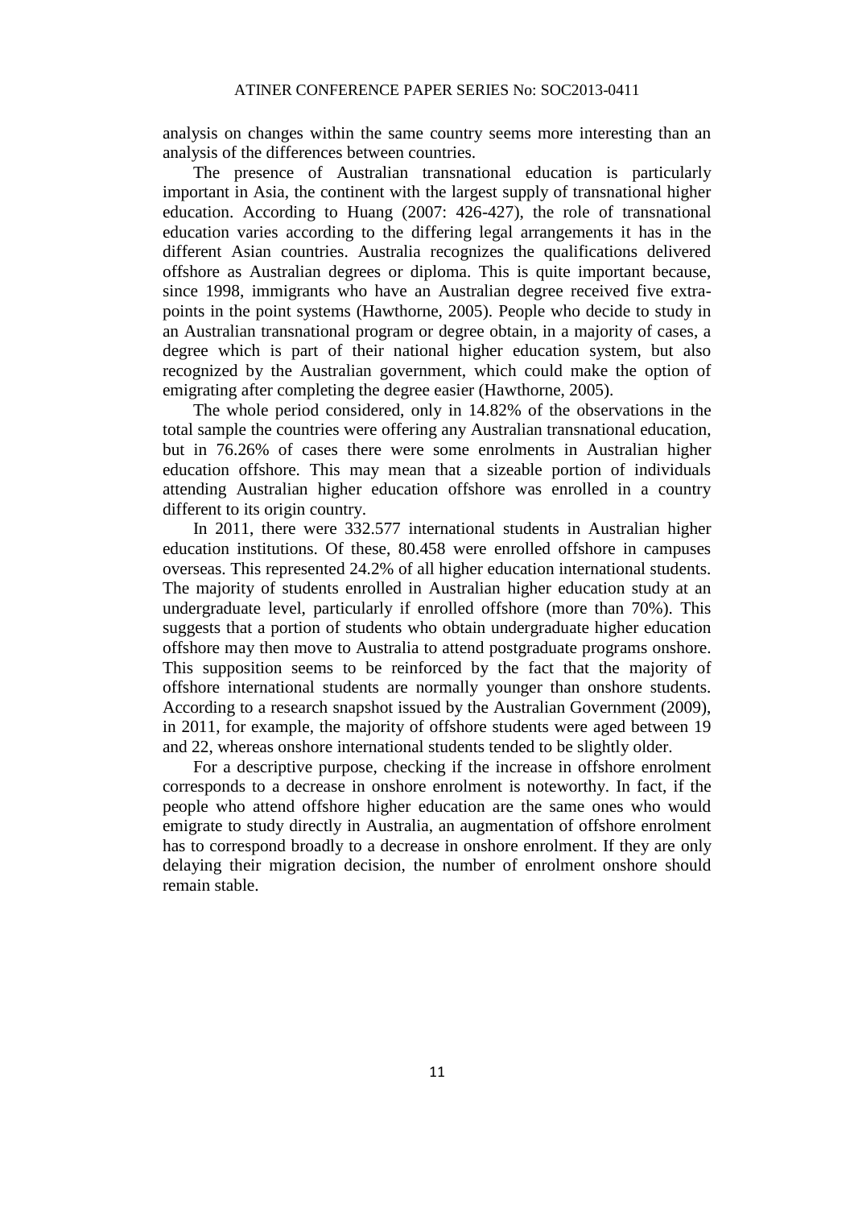analysis on changes within the same country seems more interesting than an analysis of the differences between countries.

The presence of Australian transnational education is particularly important in Asia, the continent with the largest supply of transnational higher education. According to Huang (2007: 426-427), the role of transnational education varies according to the differing legal arrangements it has in the different Asian countries. Australia recognizes the qualifications delivered offshore as Australian degrees or diploma. This is quite important because, since 1998, immigrants who have an Australian degree received five extra-points in the point systems (Hawthorne, 2005). People who decide to study in an Australian transnational program or degree obtain, in a majority of cases, a degree which is part of their national higher education system, but also recognized by the Australian government, which could make the option of emigrating after completing the degree easier (Hawthorne, 2005).

The whole period considered, only in 14.82% of the observations in the total sample the countries were offering any Australian transnational education, but in 76.26% of cases there were some enrolments in Australian higher education offshore. This may mean that a sizeable portion of individuals attending Australian higher education offshore was enrolled in a country different to its origin country.

In 2011, there were 332.577 international students in Australian higher education institutions. Of these, 80.458 were enrolled offshore in campuses overseas. This represented 24.2% of all higher education international students. The majority of students enrolled in Australian higher education study at an undergraduate level, particularly if enrolled offshore (more than 70%). This suggests that a portion of students who obtain undergraduate higher education offshore may then move to Australia to attend postgraduate programs onshore. This supposition seems to be reinforced by the fact that the majority of offshore international students are normally younger than onshore students. According to a research snapshot issued by the Australian Government (2009), in 2011, for example, the majority of offshore students were aged between 19 and 22, whereas onshore international students tended to be slightly older.

For a descriptive purpose, checking if the increase in offshore enrolment corresponds to a decrease in onshore enrolment is noteworthy. In fact, if the people who attend offshore higher education are the same ones who would emigrate to study directly in Australia, an augmentation of offshore enrolment has to correspond broadly to a decrease in onshore enrolment. If they are only delaying their migration decision, the number of enrolment onshore should remain stable.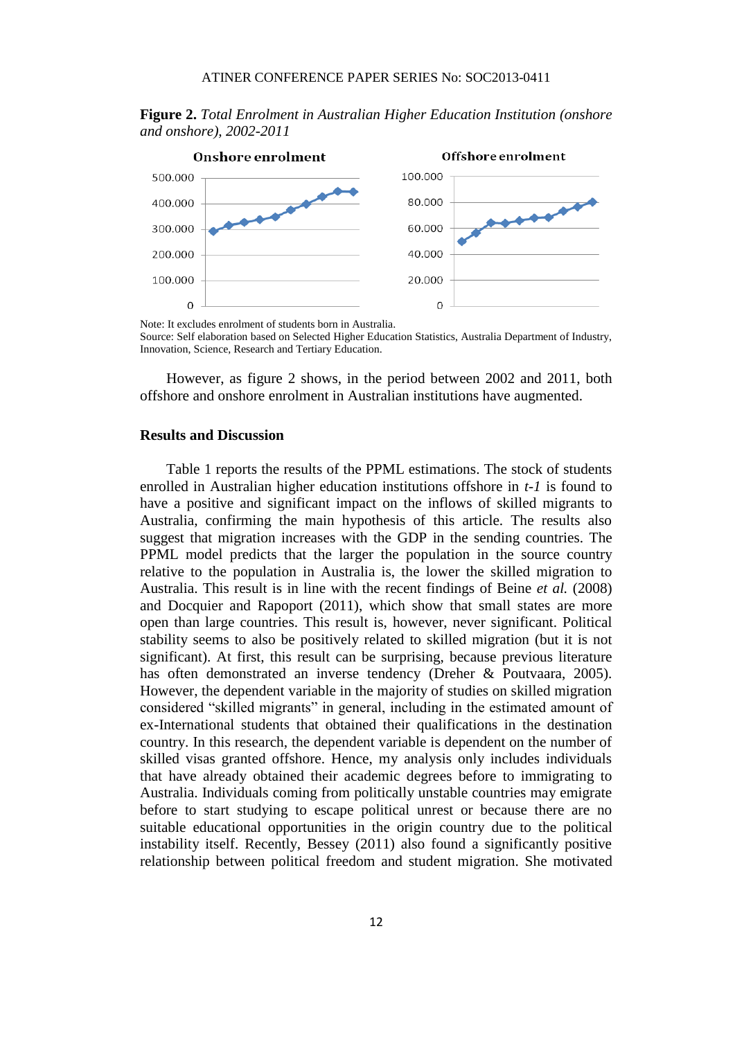**Figure 2.** *Total Enrolment in Australian Higher Education Institution (onshore and onshore), 2002-2011*

Note: It excludes enrolment of students born in Australia.
Source: Self elaboration based on Selected Higher Education Statistics, Australia Department of Industry, Innovation, Science, Research and Tertiary Education.

However, as figure 2 shows, in the period between 2002 and 2011, both offshore and onshore enrolment in Australian institutions have augmented.

## Results and Discussion

Table 1 reports the results of the PPML estimations. The stock of students enrolled in Australian higher education institutions offshore in *t-1* is found to have a positive and significant impact on the inflows of skilled migrants to Australia, confirming the main hypothesis of this article. The results also suggest that migration increases with the GDP in the sending countries. The PPML model predicts that the larger the population in the source country relative to the population in Australia is, the lower the skilled migration to Australia. This result is in line with the recent findings of Beine *et al.* (2008) and Docquier and Rapoport (2011), which show that small states are more open than large countries. This result is, however, never significant. Political stability seems to also be positively related to skilled migration (but it is not significant). At first, this result can be surprising, because previous literature has often demonstrated an inverse tendency (Dreher & Poutvaara, 2005). However, the dependent variable in the majority of studies on skilled migration considered "skilled migrants" in general, including in the estimated amount of ex-International students that obtained their qualifications in the destination country. In this research, the dependent variable is dependent on the number of skilled visas granted offshore. Hence, my analysis only includes individuals that have already obtained their academic degrees before to immigrating to Australia. Individuals coming from politically unstable countries may emigrate before to start studying to escape political unrest or because there are no suitable educational opportunities in the origin country due to the political instability itself. Recently, Bessey (2011) also found a significantly positive relationship between political freedom and student migration. She motivated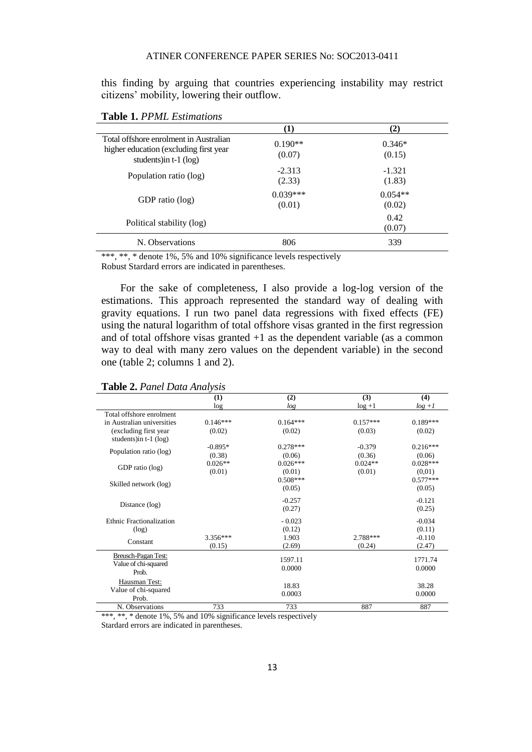this finding by arguing that countries experiencing instability may restrict citizens' mobility, lowering their outflow.

**Table 1.** *PPML Estimations*

| | (1) | (2) |
|---|---|---|
| Total offshore enrolment in Australian higher education (excluding first year students)in t-1 (log) | 0.190**<br>(0.07) | 0.346*<br>(0.15) |
| Population ratio (log) | -2.313<br>(2.33) | -1.321<br>(1.83) |
| GDP ratio (log) | 0.039***<br>(0.01) | 0.054**<br>(0.02) |
| Political stability (log) | | 0.42<br>(0.07) |
| N. Observations | 806 | 339 |

***, **, * denote 1%, 5% and 10% significance levels respectively
Robust Stardard errors are indicated in parentheses.

For the sake of completeness, I also provide a log-log version of the estimations. This approach represented the standard way of dealing with gravity equations. I run two panel data regressions with fixed effects (FE) using the natural logarithm of total offshore visas granted in the first regression and of total offshore visas granted +1 as the dependent variable (as a common way to deal with many zero values on the dependent variable) in the second one (table 2; columns 1 and 2).

**Table 2.** *Panel Data Analysis*

| | (1)<br>log | (2)<br>*log* | (3)<br>log +1 | (4)<br>*log +1* |
|---|---|---|---|---|
| Total offshore enrolment in Australian universities (excluding first year students)in t-1 (log) | 0.146***<br>(0.02) | 0.164***<br>(0.02) | 0.157***<br>(0.03) | 0.189***<br>(0.02) |
| Population ratio (log) | -0.895*<br>(0.38) | 0.278***<br>(0.06) | -0.379<br>(0.36) | 0.216***<br>(0.06) |
| GDP ratio (log) | 0.026**<br>(0.01) | 0.026***<br>(0.01) | 0.024**<br>(0.01) | 0.028***<br>(0,01) |
| Skilled network (log) | | 0.508***<br>(0.05) | | 0.577***<br>(0.05) |
| Distance (log) | | -0.257<br>(0.27) | | -0.121<br>(0.25) |
| Ethnic Fractionalization (log) | | - 0.023<br>(0.12) | | -0.034<br>(0.11) |
| Constant | 3.356***<br>(0.15) | 1.903<br>(2.69) | 2.788***<br>(0.24) | -0.110<br>(2.47) |
| Breusch-Pagan Test:<br>Value of chi-squared<br>Prob. | | 1597.11<br>0.0000 | | 1771.74<br>0.0000 |
| Hausman Test:<br>Value of chi-squared<br>Prob. | | 18.83<br>0.0003 | | 38.28<br>0.0000 |
| N. Observations | 733 | 733 | 887 | 887 |

***, **, * denote 1%, 5% and 10% significance levels respectively
Stardard errors are indicated in parentheses.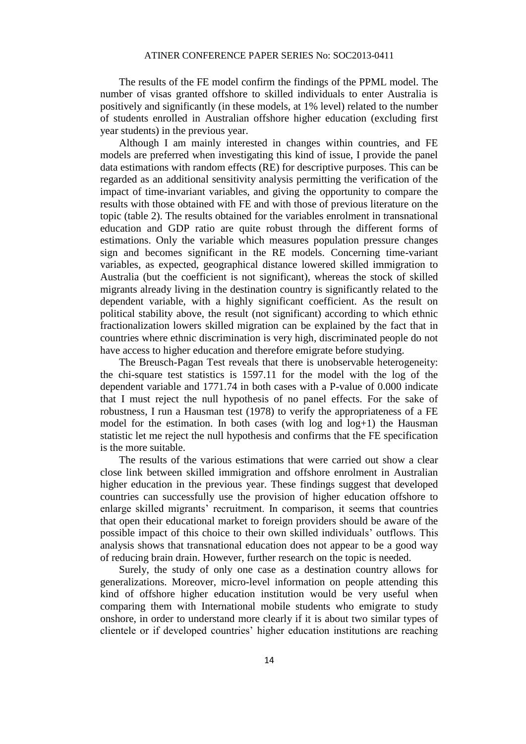The results of the FE model confirm the findings of the PPML model. The number of visas granted offshore to skilled individuals to enter Australia is positively and significantly (in these models, at 1% level) related to the number of students enrolled in Australian offshore higher education (excluding first year students) in the previous year.

Although I am mainly interested in changes within countries, and FE models are preferred when investigating this kind of issue, I provide the panel data estimations with random effects (RE) for descriptive purposes. This can be regarded as an additional sensitivity analysis permitting the verification of the impact of time-invariant variables, and giving the opportunity to compare the results with those obtained with FE and with those of previous literature on the topic (table 2). The results obtained for the variables enrolment in transnational education and GDP ratio are quite robust through the different forms of estimations. Only the variable which measures population pressure changes sign and becomes significant in the RE models. Concerning time-variant variables, as expected, geographical distance lowered skilled immigration to Australia (but the coefficient is not significant), whereas the stock of skilled migrants already living in the destination country is significantly related to the dependent variable, with a highly significant coefficient. As the result on political stability above, the result (not significant) according to which ethnic fractionalization lowers skilled migration can be explained by the fact that in countries where ethnic discrimination is very high, discriminated people do not have access to higher education and therefore emigrate before studying.

The Breusch-Pagan Test reveals that there is unobservable heterogeneity: the chi-square test statistics is 1597.11 for the model with the log of the dependent variable and 1771.74 in both cases with a P-value of 0.000 indicate that I must reject the null hypothesis of no panel effects. For the sake of robustness, I run a Hausman test (1978) to verify the appropriateness of a FE model for the estimation. In both cases (with log and log+1) the Hausman statistic let me reject the null hypothesis and confirms that the FE specification is the more suitable.

The results of the various estimations that were carried out show a clear close link between skilled immigration and offshore enrolment in Australian higher education in the previous year. These findings suggest that developed countries can successfully use the provision of higher education offshore to enlarge skilled migrants' recruitment. In comparison, it seems that countries that open their educational market to foreign providers should be aware of the possible impact of this choice to their own skilled individuals' outflows. This analysis shows that transnational education does not appear to be a good way of reducing brain drain. However, further research on the topic is needed.

Surely, the study of only one case as a destination country allows for generalizations. Moreover, micro-level information on people attending this kind of offshore higher education institution would be very useful when comparing them with International mobile students who emigrate to study onshore, in order to understand more clearly if it is about two similar types of clientele or if developed countries' higher education institutions are reaching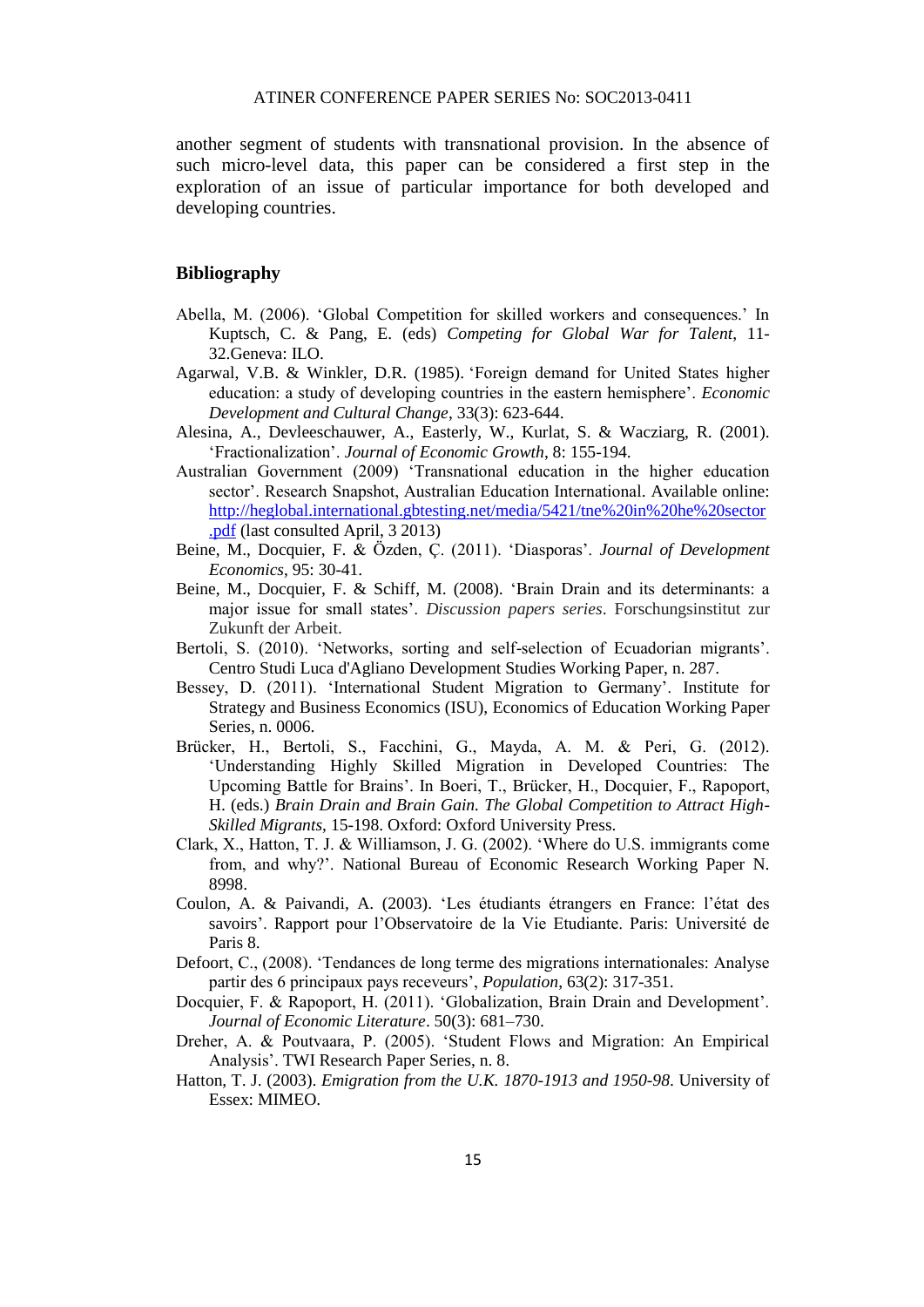another segment of students with transnational provision. In the absence of such micro-level data, this paper can be considered a first step in the exploration of an issue of particular importance for both developed and developing countries.

## Bibliography

Abella, M. (2006). 'Global Competition for skilled workers and consequences.' In Kuptsch, C. & Pang, E. (eds) *Competing for Global War for Talent*, 11-32.Geneva: ILO.

Agarwal, V.B. & Winkler, D.R. (1985). 'Foreign demand for United States higher education: a study of developing countries in the eastern hemisphere'. *Economic Development and Cultural Change*, 33(3): 623-644.

Alesina, A., Devleeschauwer, A., Easterly, W., Kurlat, S. & Wacziarg, R. (2001). 'Fractionalization'. *Journal of Economic Growth*, 8: 155-194.

Australian Government (2009) 'Transnational education in the higher education sector'. Research Snapshot, Australian Education International. Available online: [http://heglobal.international.gbtesting.net/media/5421/tne%20in%20he%20sector.pdf](http://heglobal.international.gbtesting.net/media/5421/tne%20in%20he%20sector.pdf) (last consulted April, 3 2013)

Beine, M., Docquier, F. & Özden, Ç. (2011). 'Diasporas'. *Journal of Development Economics*, 95: 30-41.

Beine, M., Docquier, F. & Schiff, M. (2008). 'Brain Drain and its determinants: a major issue for small states'. *Discussion papers series*. Forschungsinstitut zur Zukunft der Arbeit.

Bertoli, S. (2010). 'Networks, sorting and self-selection of Ecuadorian migrants'. Centro Studi Luca d'Agliano Development Studies Working Paper, n. 287.

Bessey, D. (2011). 'International Student Migration to Germany'. Institute for Strategy and Business Economics (ISU), Economics of Education Working Paper Series, n. 0006.

Brücker, H., Bertoli, S., Facchini, G., Mayda, A. M. & Peri, G. (2012). 'Understanding Highly Skilled Migration in Developed Countries: The Upcoming Battle for Brains'. In Boeri, T., Brücker, H., Docquier, F., Rapoport, H. (eds.) *Brain Drain and Brain Gain. The Global Competition to Attract High-Skilled Migrants*, 15-198. Oxford: Oxford University Press.

Clark, X., Hatton, T. J. & Williamson, J. G. (2002). 'Where do U.S. immigrants come from, and why?'. National Bureau of Economic Research Working Paper N. 8998.

Coulon, A. & Paivandi, A. (2003). 'Les étudiants étrangers en France: l'état des savoirs'. Rapport pour l'Observatoire de la Vie Etudiante. Paris: Université de Paris 8.

Defoort, C., (2008). 'Tendances de long terme des migrations internationales: Analyse partir des 6 principaux pays receveurs', *Population*, 63(2): 317-351.

Docquier, F. & Rapoport, H. (2011). 'Globalization, Brain Drain and Development'. *Journal of Economic Literature*. 50(3): 681–730.

Dreher, A. & Poutvaara, P. (2005). 'Student Flows and Migration: An Empirical Analysis'. TWI Research Paper Series, n. 8.

Hatton, T. J. (2003). *Emigration from the U.K. 1870-1913 and 1950-98*. University of Essex: MIMEO.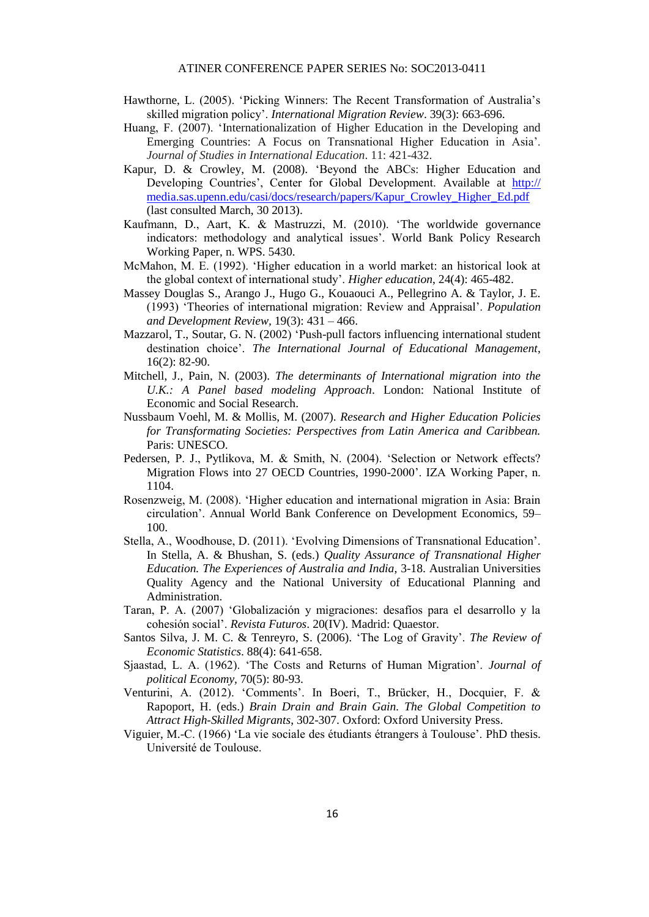Hawthorne, L. (2005). 'Picking Winners: The Recent Transformation of Australia's skilled migration policy'. *International Migration Review*. 39(3): 663-696.

Huang, F. (2007). 'Internationalization of Higher Education in the Developing and Emerging Countries: A Focus on Transnational Higher Education in Asia'. *Journal of Studies in International Education*. 11: 421-432.

Kapur, D. & Crowley, M. (2008). 'Beyond the ABCs: Higher Education and Developing Countries', Center for Global Development. Available at http://media.sas.upenn.edu/casi/docs/research/papers/Kapur_Crowley_Higher_Ed.pdf (last consulted March, 30 2013).

Kaufmann, D., Aart, K. & Mastruzzi, M. (2010). 'The worldwide governance indicators: methodology and analytical issues'. World Bank Policy Research Working Paper, n. WPS. 5430.

McMahon, M. E. (1992). 'Higher education in a world market: an historical look at the global context of international study'. *Higher education*, 24(4): 465-482.

Massey Douglas S., Arango J., Hugo G., Kouaouci A., Pellegrino A. & Taylor, J. E. (1993) 'Theories of international migration: Review and Appraisal'. *Population and Development Review*, 19(3): 431 – 466.

Mazzarol, T., Soutar, G. N. (2002) 'Push-pull factors influencing international student destination choice'. *The International Journal of Educational Management*, 16(2): 82-90.

Mitchell, J., Pain, N. (2003). *The determinants of International migration into the U.K.: A Panel based modeling Approach*. London: National Institute of Economic and Social Research.

Nussbaum Voehl, M. & Mollis, M. (2007). *Research and Higher Education Policies for Transforming Societies: Perspectives from Latin America and Caribbean.* Paris: UNESCO.

Pedersen, P. J., Pytlikova, M. & Smith, N. (2004). 'Selection or Network effects? Migration Flows into 27 OECD Countries, 1990-2000'. IZA Working Paper, n. 1104.

Rosenzweig, M. (2008). 'Higher education and international migration in Asia: Brain circulation'. Annual World Bank Conference on Development Economics, 59–100.

Stella, A., Woodhouse, D. (2011). 'Evolving Dimensions of Transnational Education'. In Stella, A. & Bhushan, S. (eds.) *Quality Assurance of Transnational Higher Education. The Experiences of Australia and India*, 3-18. Australian Universities Quality Agency and the National University of Educational Planning and Administration.

Taran, P. A. (2007) 'Globalización y migraciones: desafíos para el desarrollo y la cohesión social'. *Revista Futuros*. 20(IV). Madrid: Quaestor.

Santos Silva, J. M. C. & Tenreyro, S. (2006). 'The Log of Gravity'. *The Review of Economic Statistics*. 88(4): 641-658.

Sjaastad, L. A. (1962). 'The Costs and Returns of Human Migration'. *Journal of political Economy*, 70(5): 80-93.

Venturini, A. (2012). 'Comments'. In Boeri, T., Brücker, H., Docquier, F. & Rapoport, H. (eds.) *Brain Drain and Brain Gain. The Global Competition to Attract High-Skilled Migrants*, 302-307. Oxford: Oxford University Press.

Viguier, M.-C. (1966) 'La vie sociale des étudiants étrangers à Toulouse'. PhD thesis. Université de Toulouse.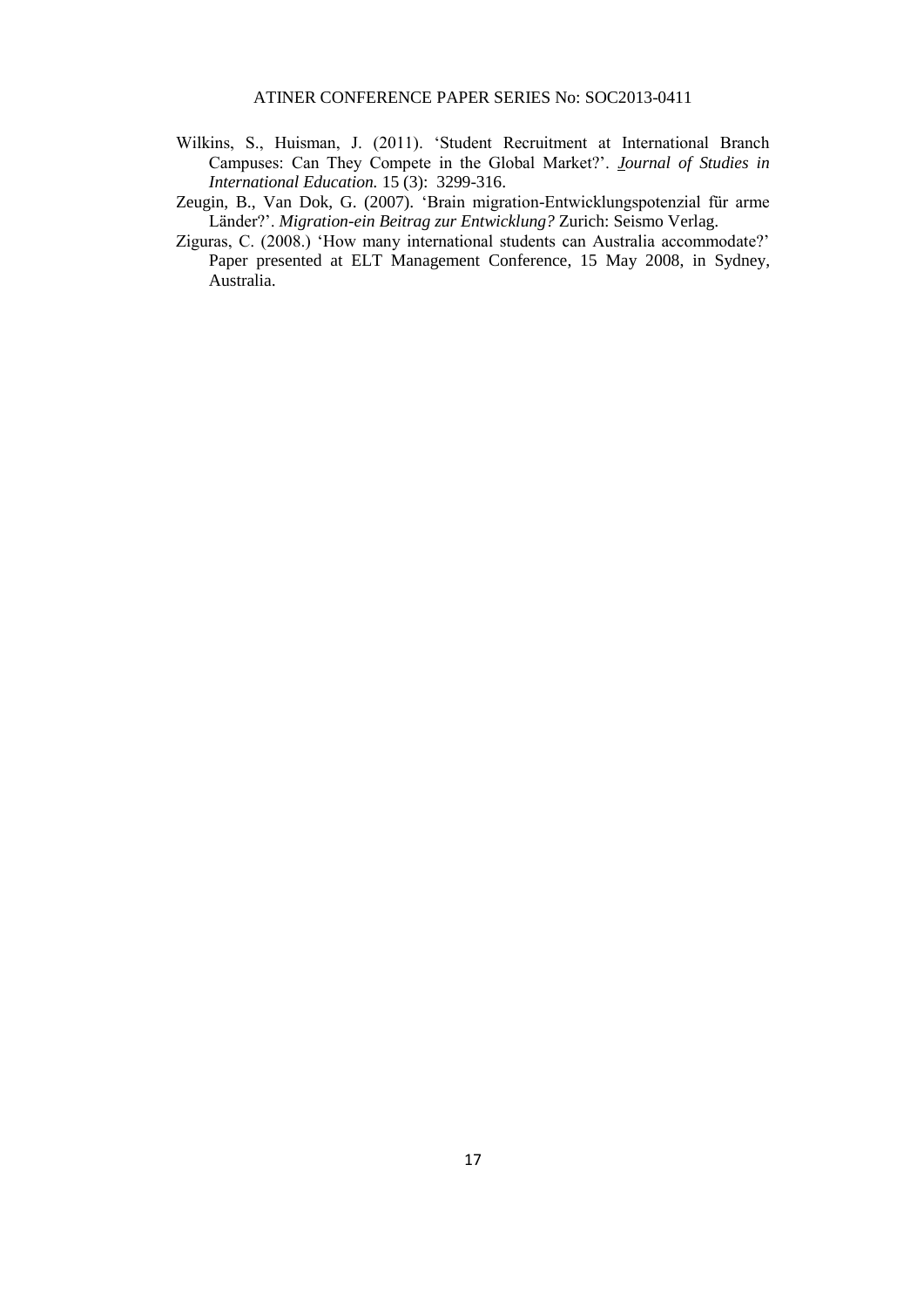Wilkins, S., Huisman, J. (2011). 'Student Recruitment at International Branch Campuses: Can They Compete in the Global Market?'. *Journal of Studies in International Education.* 15 (3): 3299-316.

Zeugin, B., Van Dok, G. (2007). 'Brain migration-Entwicklungspotenzial für arme Länder?'. *Migration-ein Beitrag zur Entwicklung?* Zurich: Seismo Verlag.

Ziguras, C. (2008.) 'How many international students can Australia accommodate?' Paper presented at ELT Management Conference, 15 May 2008, in Sydney, Australia.